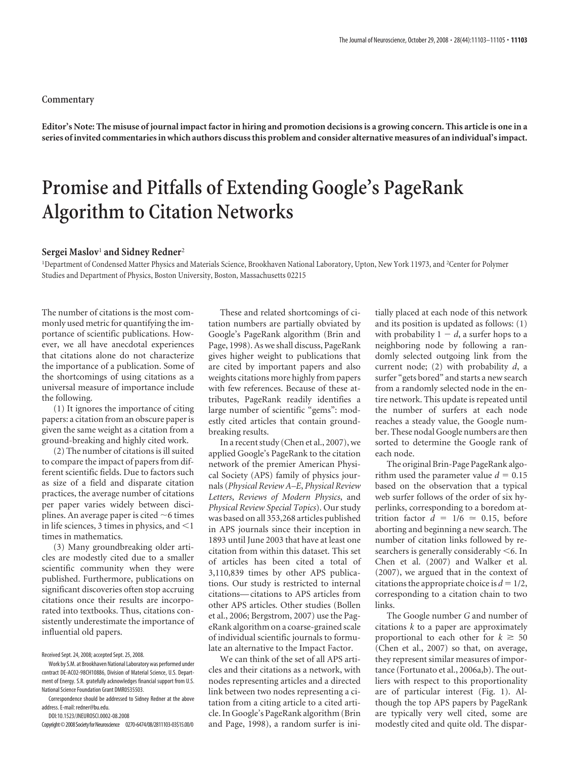Commentary

**Editor's Note: The misuse of journal impact factor in hiring and promotion decisions is a growing concern. This article is one in a series of invited commentaries in which authors discuss this problem and consider alternative measures of an individual's impact.**

# Promise and Pitfalls of Extending Google's PageRank Algorithm to Citation Networks

**Sergei Maslov**[1] **and Sidney Redner**[2]

[1]Department of Condensed Matter Physics and Materials Science, Brookhaven National Laboratory, Upton, New York 11973, and [2]Center for Polymer Studies and Department of Physics, Boston University, Boston, Massachusetts 02215

The number of citations is the most commonly used metric for quantifying the importance of scientific publications. However, we all have anecdotal experiences that citations alone do not characterize the importance of a publication. Some of the shortcomings of using citations as a universal measure of importance include the following.

(1) It ignores the importance of citing papers: a citation from an obscure paper is given the same weight as a citation from a ground-breaking and highly cited work.

(2) The number of citations is ill suited to compare the impact of papers from different scientific fields. Due to factors such as size of a field and disparate citation practices, the average number of citations per paper varies widely between disciplines. An average paper is cited ~6 times in life sciences, 3 times in physics, and <1 times in mathematics.

(3) Many groundbreaking older articles are modestly cited due to a smaller scientific community when they were published. Furthermore, publications on significant discoveries often stop accruing citations once their results are incorporated into textbooks. Thus, citations consistently underestimate the importance of influential old papers.

Received Sept. 24, 2008; accepted Sept. 25, 2008.

Work by S.M. at Brookhaven National Laboratory was performed under contract DE-AC02-98CH10886, Division of Material Science, U.S. Department of Energy. S.R. gratefully acknowledges financial support from U.S. National Science Foundation Grant DMR0535503.

Correspondence should be addressed to Sidney Redner at the above address. E-mail: redner@bu.edu.

DOI:10.1523/JNEUROSCI.0002-08.2008

Copyright © 2008 Society for Neuroscience 0270-6474/08/2811103-03$15.00/0

These and related shortcomings of citation numbers are partially obviated by Google's PageRank algorithm (Brin and Page, 1998). As we shall discuss, PageRank gives higher weight to publications that are cited by important papers and also weights citations more highly from papers with few references. Because of these attributes, PageRank readily identifies a large number of scientific "gems": modestly cited articles that contain groundbreaking results.

In a recent study (Chen et al., 2007), we applied Google's PageRank to the citation network of the premier American Physical Society (APS) family of physics journals (*Physical Review A–E*, *Physical Review Letters*, *Reviews of Modern Physics*, and *Physical Review Special Topics*). Our study was based on all 353,268 articles published in APS journals since their inception in 1893 until June 2003 that have at least one citation from within this dataset. This set of articles has been cited a total of 3,110,839 times by other APS publications. Our study is restricted to internal citations—citations to APS articles from other APS articles. Other studies (Bollen et al., 2006; Bergstrom, 2007) use the PageRank algorithm on a coarse-grained scale of individual scientific journals to formulate an alternative to the Impact Factor.

We can think of the set of all APS articles and their citations as a network, with nodes representing articles and a directed link between two nodes representing a citation from a citing article to a cited article. In Google's PageRank algorithm (Brin and Page, 1998), a random surfer is initially placed at each node of this network and its position is updated as follows: (1) with probability $1 - d$, a surfer hops to a neighboring node by following a randomly selected outgoing link from the current node; (2) with probability $d$, a surfer "gets bored" and starts a new search from a randomly selected node in the entire network. This update is repeated until the number of surfers at each node reaches a steady value, the Google number. These nodal Google numbers are then sorted to determine the Google rank of each node.

The original Brin-Page PageRank algorithm used the parameter value $d = 0.15$ based on the observation that a typical web surfer follows of the order of six hyperlinks, corresponding to a boredom attrition factor $d = 1/6 \simeq 0.15$, before aborting and beginning a new search. The number of citation links followed by researchers is generally considerably <6. In Chen et al. (2007) and Walker et al. (2007), we argued that in the context of citations the appropriate choice is $d = 1/2$, corresponding to a citation chain to two links.

The Google number $G$ and number of citations $k$ to a paper are approximately proportional to each other for $k \gtrsim 50$ (Chen et al., 2007) so that, on average, they represent similar measures of importance (Fortunato et al., 2006a,b). The outliers with respect to this proportionality are of particular interest (Fig. 1). Although the top APS papers by PageRank are typically very well cited, some are modestly cited and quite old. The dispar-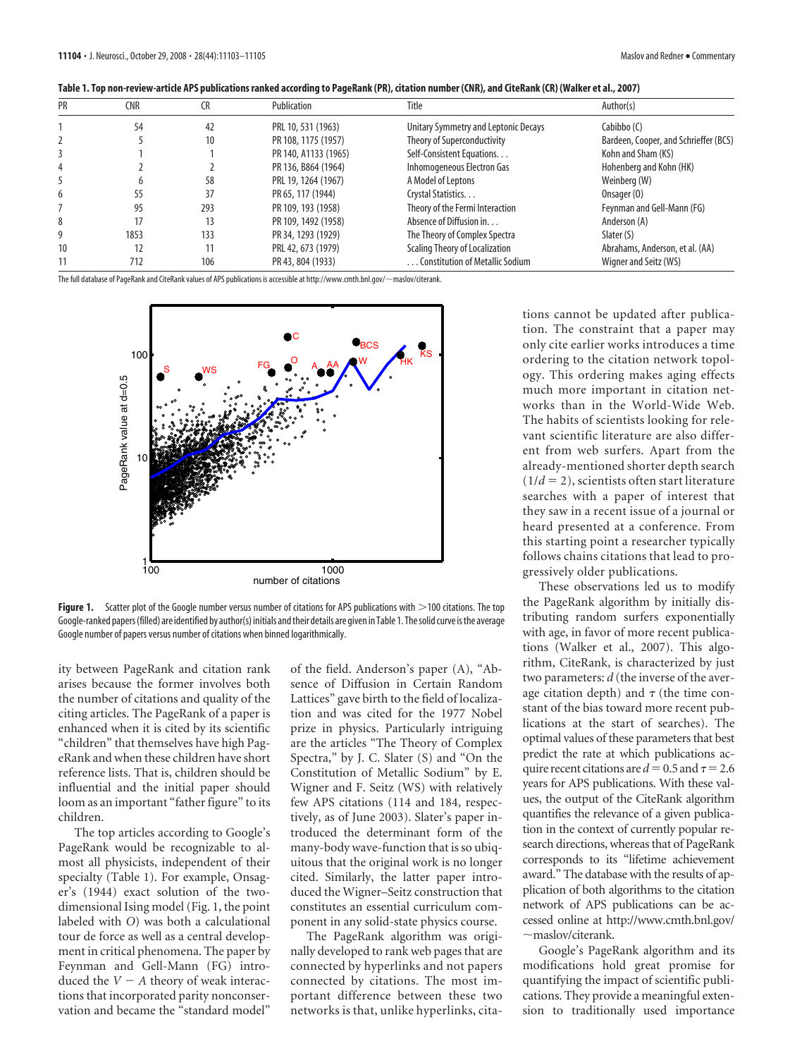**Table 1. Top non-review-article APS publications ranked according to PageRank (PR), citation number (CNR), and CiteRank (CR) (Walker et al., 2007)**

| PR | CNR | CR | Publication | Title | Author(s) |
|---|---|---|---|---|---|
| 1 | 54 | 42 | PRL 10, 531 (1963) | Unitary Symmetry and Leptonic Decays | Cabibbo (C) |
| 2 | 5 | 10 | PR 108, 1175 (1957) | Theory of Superconductivity | Bardeen, Cooper, and Schrieffer (BCS) |
| 3 | 1 | 1 | PR 140, A1133 (1965) | Self-Consistent Equations. . . | Kohn and Sham (KS) |
| 4 | 2 | 2 | PR 136, B864 (1964) | Inhomogeneous Electron Gas | Hohenberg and Kohn (HK) |
| 5 | 6 | 58 | PRL 19, 1264 (1967) | A Model of Leptons | Weinberg (W) |
| 6 | 55 | 37 | PR 65, 117 (1944) | Crystal Statistics. . . | Onsager (O) |
| 7 | 95 | 293 | PR 109, 193 (1958) | Theory of the Fermi Interaction | Feynman and Gell-Mann (FG) |
| 8 | 17 | 13 | PR 109, 1492 (1958) | Absence of Diffusion in. . . | Anderson (A) |
| 9 | 1853 | 133 | PR 34, 1293 (1929) | The Theory of Complex Spectra | Slater (S) |
| 10 | 12 | 11 | PRL 42, 673 (1979) | Scaling Theory of Localization | Abrahams, Anderson, et al. (AA) |
| 11 | 712 | 106 | PR 43, 804 (1933) | . . . Constitution of Metallic Sodium | Wigner and Seitz (WS) |

The full database of PageRank and CiteRank values of APS publications is accessible at http://www.cmth.bnl.gov/~maslov/citerank.

PageRank value at d=0.5

number of citations

100

1000

1

10

100

C, BCS, KS, HK, W, AA, A, O, FG, WS, S

**Figure 1.** Scatter plot of the Google number versus number of citations for APS publications with >100 citations. The top Google-ranked papers (filled) are identified by author(s) initials and their details are given in Table 1. The solid curve is the average Google number of papers versus number of citations when binned logarithmically.

ity between PageRank and citation rank arises because the former involves both the number of citations and quality of the citing articles. The PageRank of a paper is enhanced when it is cited by its scientific "children" that themselves have high PageRank and when these children have short reference lists. That is, children should be influential and the initial paper should loom as an important "father figure" to its children.

The top articles according to Google's PageRank would be recognizable to almost all physicists, independent of their specialty (Table 1). For example, Onsager's (1944) exact solution of the two-dimensional Ising model (Fig. 1, the point labeled with *O*) was both a calculational tour de force as well as a central development in critical phenomena. The paper by Feynman and Gell-Mann (FG) introduced the $V - A$ theory of weak interactions that incorporated parity nonconservation and became the "standard model" of the field. Anderson's paper (A), "Absence of Diffusion in Certain Random Lattices" gave birth to the field of localization and was cited for the 1977 Nobel prize in physics. Particularly intriguing are the articles "The Theory of Complex Spectra," by J. C. Slater (S) and "On the Constitution of Metallic Sodium" by E. Wigner and F. Seitz (WS) with relatively few APS citations (114 and 184, respectively, as of June 2003). Slater's paper introduced the determinant form of the many-body wave-function that is so ubiquitous that the original work is no longer cited. Similarly, the latter paper introduced the Wigner–Seitz construction that constitutes an essential curriculum component in any solid-state physics course.

The PageRank algorithm was originally developed to rank web pages that are connected by hyperlinks and not papers connected by citations. The most important difference between these two networks is that, unlike hyperlinks, citations cannot be updated after publication. The constraint that a paper may only cite earlier works introduces a time ordering to the citation network topology. This ordering makes aging effects much more important in citation networks than in the World-Wide Web. The habits of scientists looking for relevant scientific literature are also different from web surfers. Apart from the already-mentioned shorter depth search ($1/d = 2$), scientists often start literature searches with a paper of interest that they saw in a recent issue of a journal or heard presented at a conference. From this starting point a researcher typically follows chains citations that lead to progressively older publications.

These observations led us to modify the PageRank algorithm by initially distributing random surfers exponentially with age, in favor of more recent publications (Walker et al., 2007). This algorithm, CiteRank, is characterized by just two parameters: $d$ (the inverse of the average citation depth) and $\tau$ (the time constant of the bias toward more recent publications at the start of searches). The optimal values of these parameters that best predict the rate at which publications acquire recent citations are $d = 0.5$ and $\tau = 2.6$ years for APS publications. With these values, the output of the CiteRank algorithm quantifies the relevance of a given publication in the context of currently popular research directions, whereas that of PageRank corresponds to its "lifetime achievement award." The database with the results of application of both algorithms to the citation network of APS publications can be accessed online at http://www.cmth.bnl.gov/~maslov/citerank.

Google's PageRank algorithm and its modifications hold great promise for quantifying the impact of scientific publications. They provide a meaningful extension to traditionally used importance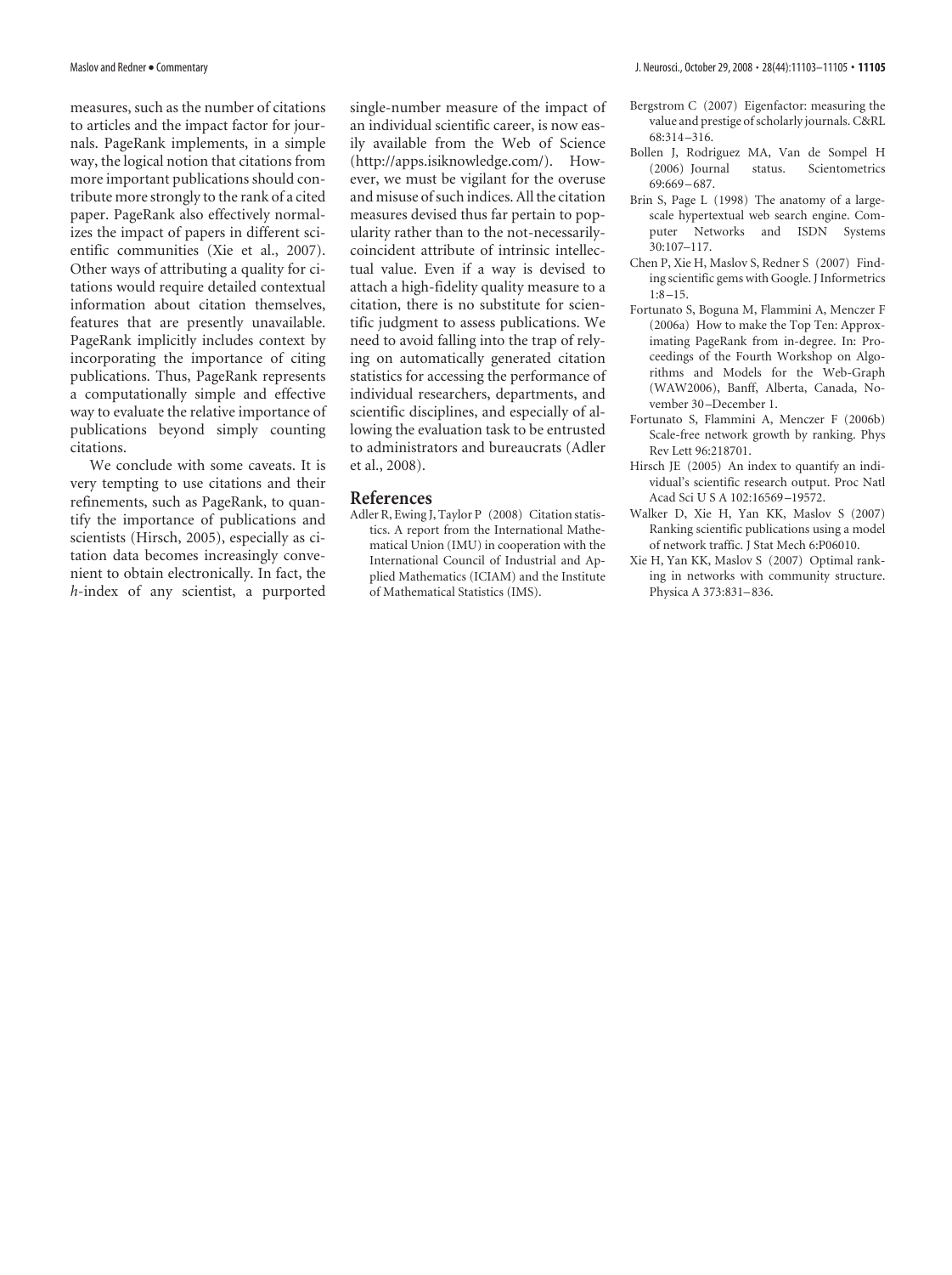measures, such as the number of citations to articles and the impact factor for journals. PageRank implements, in a simple way, the logical notion that citations from more important publications should contribute more strongly to the rank of a cited paper. PageRank also effectively normalizes the impact of papers in different scientific communities (Xie et al., 2007). Other ways of attributing a quality for citations would require detailed contextual information about citation themselves, features that are presently unavailable. PageRank implicitly includes context by incorporating the importance of citing publications. Thus, PageRank represents a computationally simple and effective way to evaluate the relative importance of publications beyond simply counting citations.

We conclude with some caveats. It is very tempting to use citations and their refinements, such as PageRank, to quantify the importance of publications and scientists (Hirsch, 2005), especially as citation data becomes increasingly convenient to obtain electronically. In fact, the *h*-index of any scientist, a purported single-number measure of the impact of an individual scientific career, is now easily available from the Web of Science (http://apps.isiknowledge.com/). However, we must be vigilant for the overuse and misuse of such indices. All the citation measures devised thus far pertain to popularity rather than to the not-necessarily-coincident attribute of intrinsic intellectual value. Even if a way is devised to attach a high-fidelity quality measure to a citation, there is no substitute for scientific judgment to assess publications. We need to avoid falling into the trap of relying on automatically generated citation statistics for accessing the performance of individual researchers, departments, and scientific disciplines, and especially of allowing the evaluation task to be entrusted to administrators and bureaucrats (Adler et al., 2008).

## References

Adler R, Ewing J, Taylor P (2008) Citation statistics. A report from the International Mathematical Union (IMU) in cooperation with the International Council of Industrial and Applied Mathematics (ICIAM) and the Institute of Mathematical Statistics (IMS).

Bergstrom C (2007) Eigenfactor: measuring the value and prestige of scholarly journals. C&RL 68:314–316.

Bollen J, Rodriguez MA, Van de Sompel H (2006) Journal status. Scientometrics 69:669–687.

Brin S, Page L (1998) The anatomy of a large-scale hypertextual web search engine. Computer Networks and ISDN Systems 30:107–117.

Chen P, Xie H, Maslov S, Redner S (2007) Finding scientific gems with Google. J Informetrics 1:8–15.

Fortunato S, Boguna M, Flammini A, Menczer F (2006a) How to make the Top Ten: Approximating PageRank from in-degree. In: Proceedings of the Fourth Workshop on Algorithms and Models for the Web-Graph (WAW2006), Banff, Alberta, Canada, November 30–December 1.

Fortunato S, Flammini A, Menczer F (2006b) Scale-free network growth by ranking. Phys Rev Lett 96:218701.

Hirsch JE (2005) An index to quantify an individual's scientific research output. Proc Natl Acad Sci U S A 102:16569–19572.

Walker D, Xie H, Yan KK, Maslov S (2007) Ranking scientific publications using a model of network traffic. J Stat Mech 6:P06010.

Xie H, Yan KK, Maslov S (2007) Optimal ranking in networks with community structure. Physica A 373:831–836.